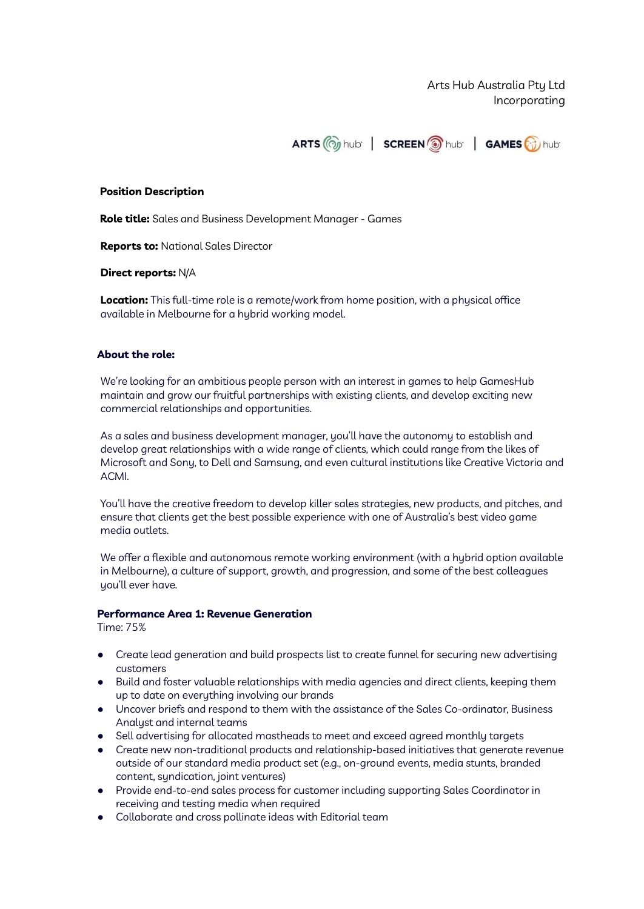Arts Hub Australia Pty Ltd
Incorporating

ARTS hub | SCREEN hub | GAMES hub

**Position Description**

**Role title:** Sales and Business Development Manager - Games

**Reports to:** National Sales Director

**Direct reports:** N/A

**Location:** This full-time role is a remote/work from home position, with a physical office available in Melbourne for a hybrid working model.

**About the role:**

We're looking for an ambitious people person with an interest in games to help GamesHub maintain and grow our fruitful partnerships with existing clients, and develop exciting new commercial relationships and opportunities.

As a sales and business development manager, you'll have the autonomy to establish and develop great relationships with a wide range of clients, which could range from the likes of Microsoft and Sony, to Dell and Samsung, and even cultural institutions like Creative Victoria and ACMI.

You'll have the creative freedom to develop killer sales strategies, new products, and pitches, and ensure that clients get the best possible experience with one of Australia's best video game media outlets.

We offer a flexible and autonomous remote working environment (with a hybrid option available in Melbourne), a culture of support, growth, and progression, and some of the best colleagues you'll ever have.

**Performance Area 1: Revenue Generation**
Time: 75%

- Create lead generation and build prospects list to create funnel for securing new advertising customers
- Build and foster valuable relationships with media agencies and direct clients, keeping them up to date on everything involving our brands
- Uncover briefs and respond to them with the assistance of the Sales Co-ordinator, Business Analyst and internal teams
- Sell advertising for allocated mastheads to meet and exceed agreed monthly targets
- Create new non-traditional products and relationship-based initiatives that generate revenue outside of our standard media product set (e.g., on-ground events, media stunts, branded content, syndication, joint ventures)
- Provide end-to-end sales process for customer including supporting Sales Coordinator in receiving and testing media when required
- Collaborate and cross pollinate ideas with Editorial team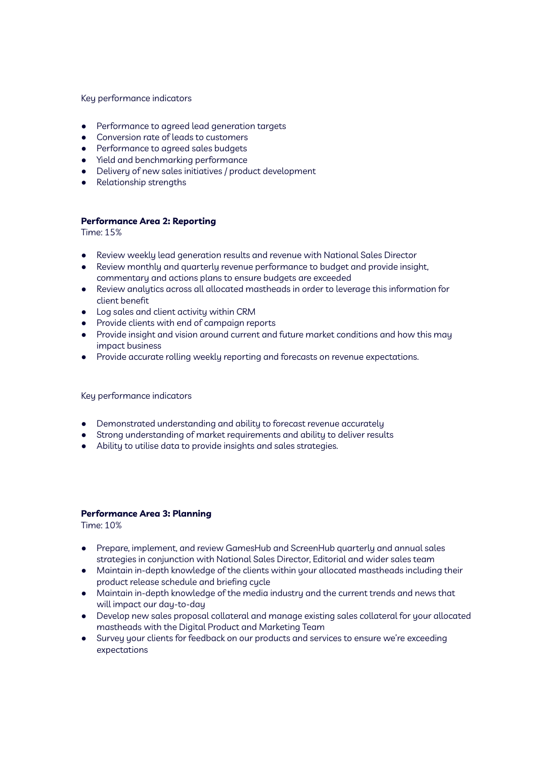Key performance indicators

- Performance to agreed lead generation targets
- Conversion rate of leads to customers
- Performance to agreed sales budgets
- Yield and benchmarking performance
- Delivery of new sales initiatives / product development
- Relationship strengths

**Performance Area 2: Reporting**
Time: 15%

- Review weekly lead generation results and revenue with National Sales Director
- Review monthly and quarterly revenue performance to budget and provide insight, commentary and actions plans to ensure budgets are exceeded
- Review analytics across all allocated mastheads in order to leverage this information for client benefit
- Log sales and client activity within CRM
- Provide clients with end of campaign reports
- Provide insight and vision around current and future market conditions and how this may impact business
- Provide accurate rolling weekly reporting and forecasts on revenue expectations.

Key performance indicators

- Demonstrated understanding and ability to forecast revenue accurately
- Strong understanding of market requirements and ability to deliver results
- Ability to utilise data to provide insights and sales strategies.

**Performance Area 3: Planning**
Time: 10%

- Prepare, implement, and review GamesHub and ScreenHub quarterly and annual sales strategies in conjunction with National Sales Director, Editorial and wider sales team
- Maintain in-depth knowledge of the clients within your allocated mastheads including their product release schedule and briefing cycle
- Maintain in-depth knowledge of the media industry and the current trends and news that will impact our day-to-day
- Develop new sales proposal collateral and manage existing sales collateral for your allocated mastheads with the Digital Product and Marketing Team
- Survey your clients for feedback on our products and services to ensure we're exceeding expectations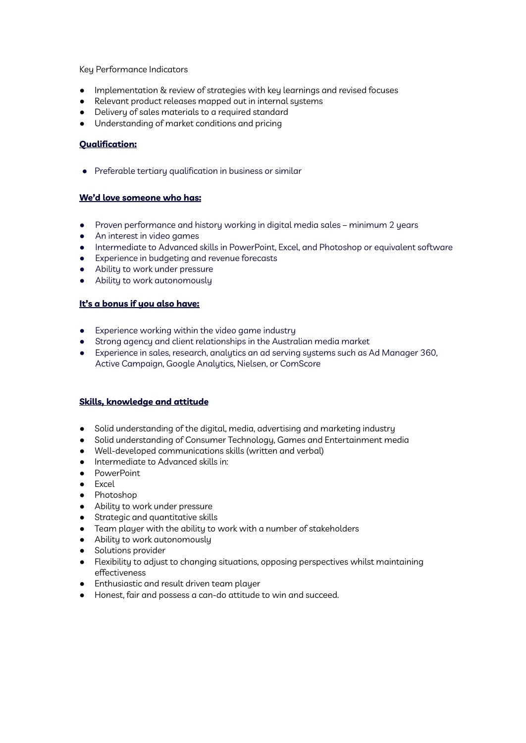Key Performance Indicators

- Implementation & review of strategies with key learnings and revised focuses
- Relevant product releases mapped out in internal systems
- Delivery of sales materials to a required standard
- Understanding of market conditions and pricing

**Qualification:**

- Preferable tertiary qualification in business or similar

**We'd love someone who has:**

- Proven performance and history working in digital media sales – minimum 2 years
- An interest in video games
- Intermediate to Advanced skills in PowerPoint, Excel, and Photoshop or equivalent software
- Experience in budgeting and revenue forecasts
- Ability to work under pressure
- Ability to work autonomously

**It's a bonus if you also have:**

- Experience working within the video game industry
- Strong agency and client relationships in the Australian media market
- Experience in sales, research, analytics an ad serving systems such as Ad Manager 360, Active Campaign, Google Analytics, Nielsen, or ComScore

**Skills, knowledge and attitude**

- Solid understanding of the digital, media, advertising and marketing industry
- Solid understanding of Consumer Technology, Games and Entertainment media
- Well-developed communications skills (written and verbal)
- Intermediate to Advanced skills in:
- PowerPoint
- Excel
- Photoshop
- Ability to work under pressure
- Strategic and quantitative skills
- Team player with the ability to work with a number of stakeholders
- Ability to work autonomously
- Solutions provider
- Flexibility to adjust to changing situations, opposing perspectives whilst maintaining effectiveness
- Enthusiastic and result driven team player
- Honest, fair and possess a can-do attitude to win and succeed.